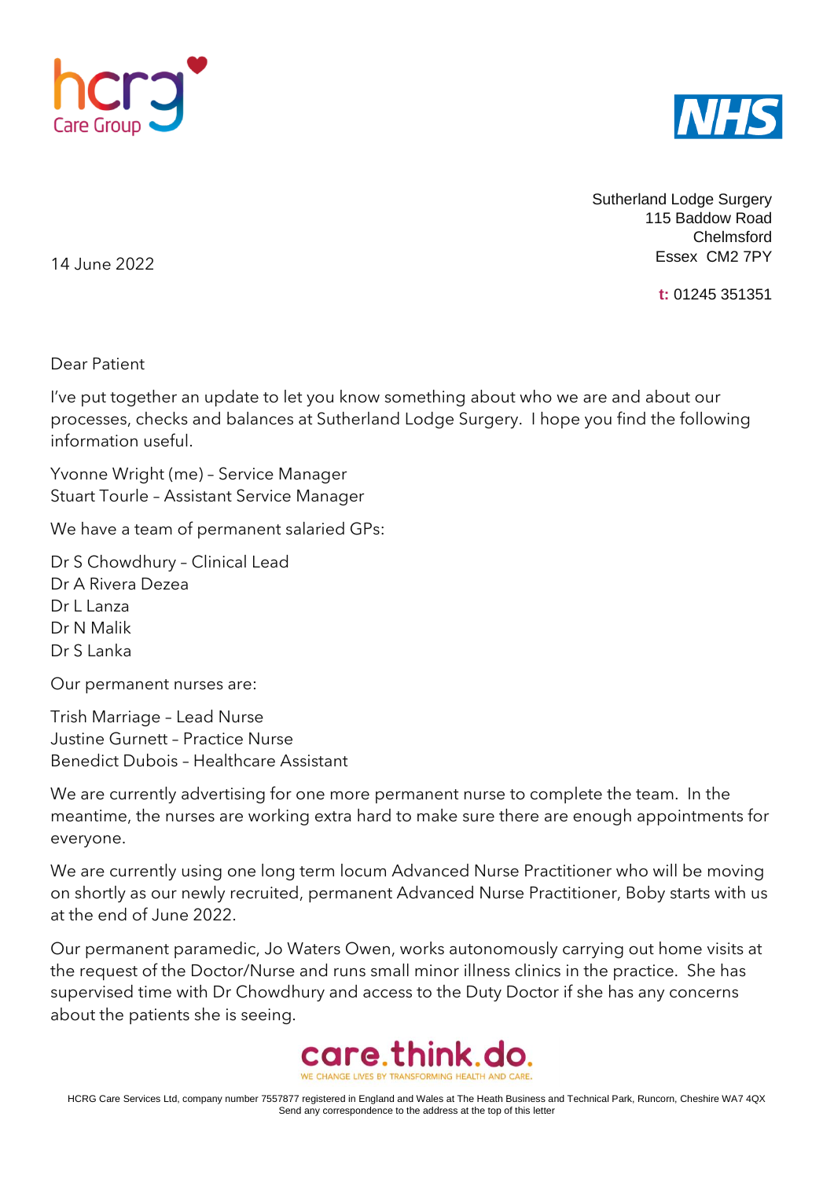Sutherland Lodge Surgery
115 Baddow Road
Chelmsford
Essex CM2 7PY

**t:** 01245 351351

14 June 2022

Dear Patient

I've put together an update to let you know something about who we are and about our processes, checks and balances at Sutherland Lodge Surgery. I hope you find the following information useful.

Yvonne Wright (me) – Service Manager
Stuart Tourle – Assistant Service Manager

We have a team of permanent salaried GPs:

Dr S Chowdhury – Clinical Lead
Dr A Rivera Dezea
Dr L Lanza
Dr N Malik
Dr S Lanka

Our permanent nurses are:

Trish Marriage – Lead Nurse
Justine Gurnett – Practice Nurse
Benedict Dubois – Healthcare Assistant

We are currently advertising for one more permanent nurse to complete the team. In the meantime, the nurses are working extra hard to make sure there are enough appointments for everyone.

We are currently using one long term locum Advanced Nurse Practitioner who will be moving on shortly as our newly recruited, permanent Advanced Nurse Practitioner, Boby starts with us at the end of June 2022.

Our permanent paramedic, Jo Waters Owen, works autonomously carrying out home visits at the request of the Doctor/Nurse and runs small minor illness clinics in the practice. She has supervised time with Dr Chowdhury and access to the Duty Doctor if she has any concerns about the patients she is seeing.

care.think.do.
WE CHANGE LIVES BY TRANSFORMING HEALTH AND CARE.

HCRG Care Services Ltd, company number 7557877 registered in England and Wales at The Heath Business and Technical Park, Runcorn, Cheshire WA7 4QX
Send any correspondence to the address at the top of this letter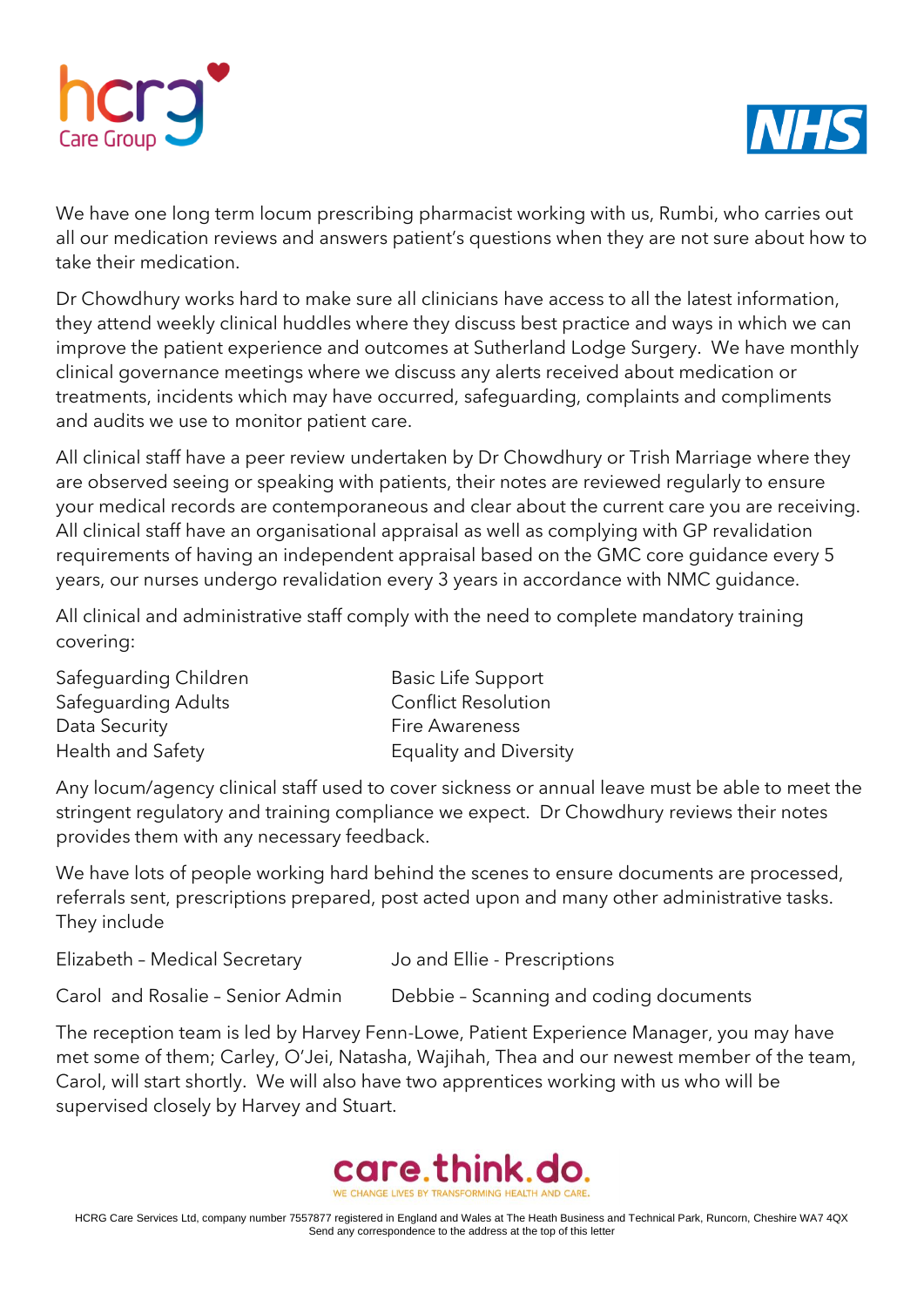We have one long term locum prescribing pharmacist working with us, Rumbi, who carries out all our medication reviews and answers patient's questions when they are not sure about how to take their medication.

Dr Chowdhury works hard to make sure all clinicians have access to all the latest information, they attend weekly clinical huddles where they discuss best practice and ways in which we can improve the patient experience and outcomes at Sutherland Lodge Surgery. We have monthly clinical governance meetings where we discuss any alerts received about medication or treatments, incidents which may have occurred, safeguarding, complaints and compliments and audits we use to monitor patient care.

All clinical staff have a peer review undertaken by Dr Chowdhury or Trish Marriage where they are observed seeing or speaking with patients, their notes are reviewed regularly to ensure your medical records are contemporaneous and clear about the current care you are receiving. All clinical staff have an organisational appraisal as well as complying with GP revalidation requirements of having an independent appraisal based on the GMC core guidance every 5 years, our nurses undergo revalidation every 3 years in accordance with NMC guidance.

All clinical and administrative staff comply with the need to complete mandatory training covering:

- Safeguarding Children
- Safeguarding Adults
- Data Security
- Health and Safety
- Basic Life Support
- Conflict Resolution
- Fire Awareness
- Equality and Diversity

Any locum/agency clinical staff used to cover sickness or annual leave must be able to meet the stringent regulatory and training compliance we expect. Dr Chowdhury reviews their notes provides them with any necessary feedback.

We have lots of people working hard behind the scenes to ensure documents are processed, referrals sent, prescriptions prepared, post acted upon and many other administrative tasks. They include

- Elizabeth – Medical Secretary
- Carol and Rosalie – Senior Admin
- Jo and Ellie - Prescriptions
- Debbie – Scanning and coding documents

The reception team is led by Harvey Fenn-Lowe, Patient Experience Manager, you may have met some of them; Carley, O'Jei, Natasha, Wajihah, Thea and our newest member of the team, Carol, will start shortly. We will also have two apprentices working with us who will be supervised closely by Harvey and Stuart.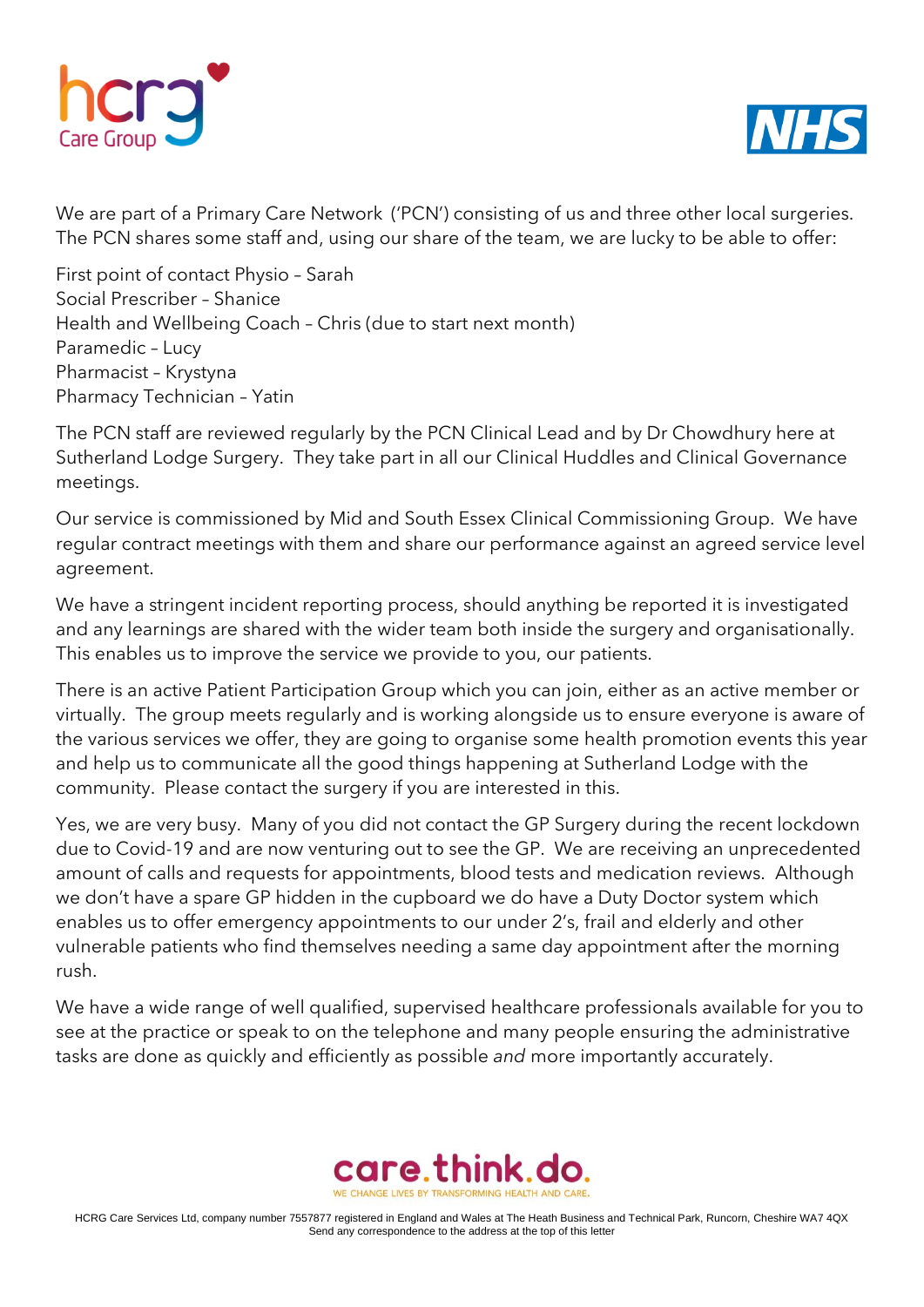We are part of a Primary Care Network ('PCN') consisting of us and three other local surgeries. The PCN shares some staff and, using our share of the team, we are lucky to be able to offer:

First point of contact Physio – Sarah
Social Prescriber – Shanice
Health and Wellbeing Coach – Chris (due to start next month)
Paramedic – Lucy
Pharmacist – Krystyna
Pharmacy Technician – Yatin

The PCN staff are reviewed regularly by the PCN Clinical Lead and by Dr Chowdhury here at Sutherland Lodge Surgery. They take part in all our Clinical Huddles and Clinical Governance meetings.

Our service is commissioned by Mid and South Essex Clinical Commissioning Group. We have regular contract meetings with them and share our performance against an agreed service level agreement.

We have a stringent incident reporting process, should anything be reported it is investigated and any learnings are shared with the wider team both inside the surgery and organisationally. This enables us to improve the service we provide to you, our patients.

There is an active Patient Participation Group which you can join, either as an active member or virtually. The group meets regularly and is working alongside us to ensure everyone is aware of the various services we offer, they are going to organise some health promotion events this year and help us to communicate all the good things happening at Sutherland Lodge with the community. Please contact the surgery if you are interested in this.

Yes, we are very busy. Many of you did not contact the GP Surgery during the recent lockdown due to Covid-19 and are now venturing out to see the GP. We are receiving an unprecedented amount of calls and requests for appointments, blood tests and medication reviews. Although we don't have a spare GP hidden in the cupboard we do have a Duty Doctor system which enables us to offer emergency appointments to our under 2's, frail and elderly and other vulnerable patients who find themselves needing a same day appointment after the morning rush.

We have a wide range of well qualified, supervised healthcare professionals available for you to see at the practice or speak to on the telephone and many people ensuring the administrative tasks are done as quickly and efficiently as possible *and* more importantly accurately.

care.think.do.
WE CHANGE LIVES BY TRANSFORMING HEALTH AND CARE.

HCRG Care Services Ltd, company number 7557877 registered in England and Wales at The Heath Business and Technical Park, Runcorn, Cheshire WA7 4QX
Send any correspondence to the address at the top of this letter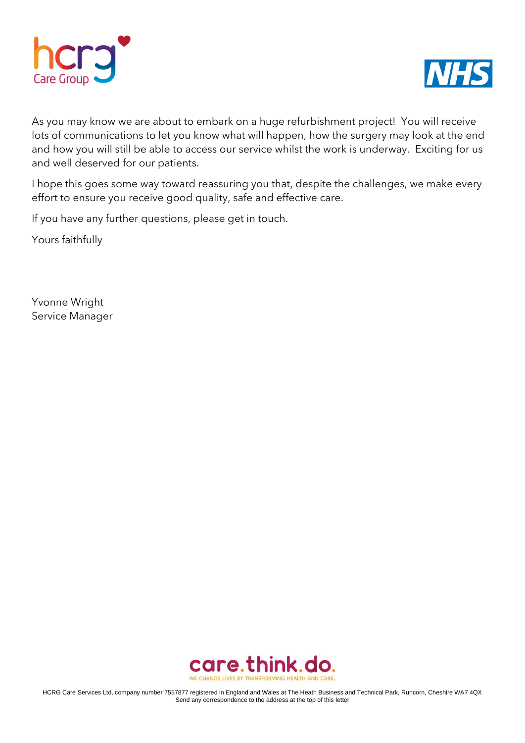As you may know we are about to embark on a huge refurbishment project! You will receive lots of communications to let you know what will happen, how the surgery may look at the end and how you will still be able to access our service whilst the work is underway. Exciting for us and well deserved for our patients.

I hope this goes some way toward reassuring you that, despite the challenges, we make every effort to ensure you receive good quality, safe and effective care.

If you have any further questions, please get in touch.

Yours faithfully

Yvonne Wright
Service Manager

care.think.do.
WE CHANGE LIVES BY TRANSFORMING HEALTH AND CARE.

HCRG Care Services Ltd, company number 7557877 registered in England and Wales at The Heath Business and Technical Park, Runcorn, Cheshire WA7 4QX
Send any correspondence to the address at the top of this letter